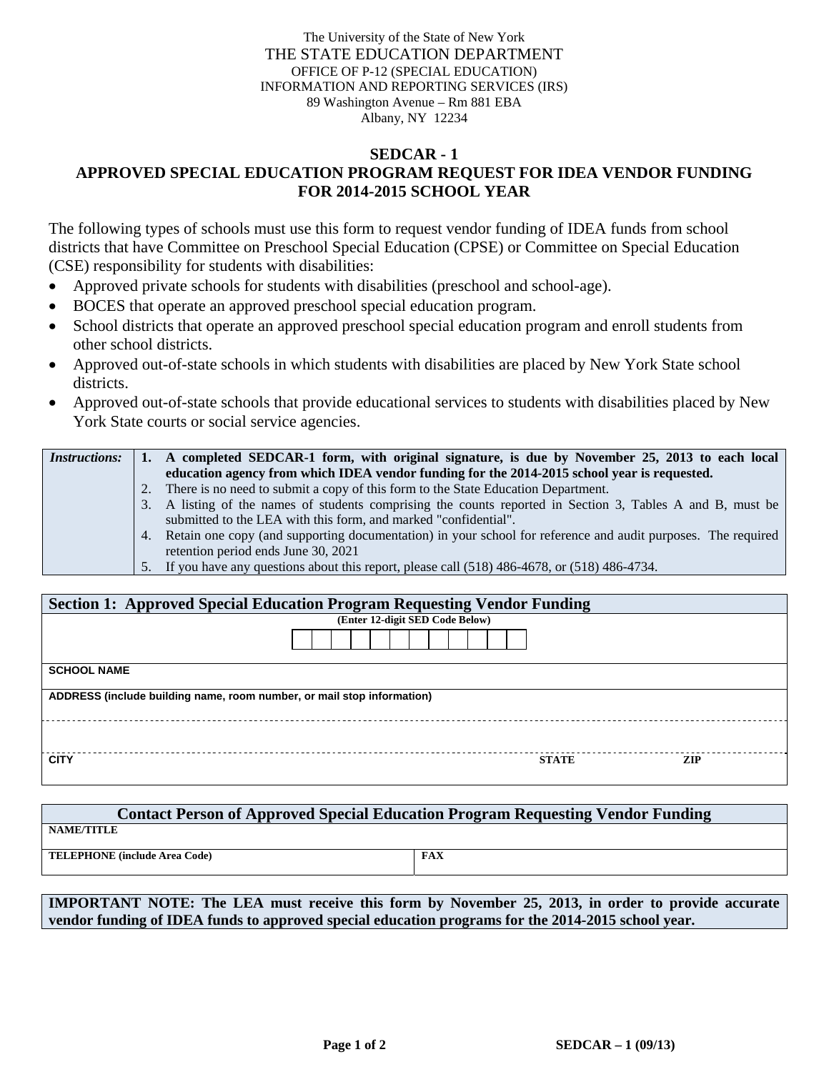The University of the State of New York
THE STATE EDUCATION DEPARTMENT
OFFICE OF P-12 (SPECIAL EDUCATION)
INFORMATION AND REPORTING SERVICES (IRS)
89 Washington Avenue – Rm 881 EBA
Albany, NY 12234

# SEDCAR - 1
## APPROVED SPECIAL EDUCATION PROGRAM REQUEST FOR IDEA VENDOR FUNDING FOR 2014-2015 SCHOOL YEAR

The following types of schools must use this form to request vendor funding of IDEA funds from school districts that have Committee on Preschool Special Education (CPSE) or Committee on Special Education (CSE) responsibility for students with disabilities:

- Approved private schools for students with disabilities (preschool and school-age).
- BOCES that operate an approved preschool special education program.
- School districts that operate an approved preschool special education program and enroll students from other school districts.
- Approved out-of-state schools in which students with disabilities are placed by New York State school districts.
- Approved out-of-state schools that provide educational services to students with disabilities placed by New York State courts or social service agencies.

| | |
|---|---|
| *Instructions:* | 1. **A completed SEDCAR-1 form, with original signature, is due by November 25, 2013 to each local education agency from which IDEA vendor funding for the 2014-2015 school year is requested.**<br>2. There is no need to submit a copy of this form to the State Education Department.<br>3. A listing of the names of students comprising the counts reported in Section 3, Tables A and B, must be submitted to the LEA with this form, and marked "confidential".<br>4. Retain one copy (and supporting documentation) in your school for reference and audit purposes. The required retention period ends June 30, 2021<br>5. If you have any questions about this report, please call (518) 486-4678, or (518) 486-4734. |

| **Section 1: Approved Special Education Program Requesting Vendor Funding** | | |
|---|---|---|
| **(Enter 12-digit SED Code Below)** | | |
| **SCHOOL NAME** | | |
| **ADDRESS (include building name, room number, or mail stop information)** | | |
| | | |
| **CITY** | **STATE** | **ZIP** |

| **Contact Person of Approved Special Education Program Requesting Vendor Funding** | |
|---|---|
| **NAME/TITLE** | |
| **TELEPHONE (include Area Code)** | **FAX** |

**IMPORTANT NOTE: The LEA must receive this form by November 25, 2013, in order to provide accurate vendor funding of IDEA funds to approved special education programs for the 2014-2015 school year.**

SEDCAR – 1 (09/13)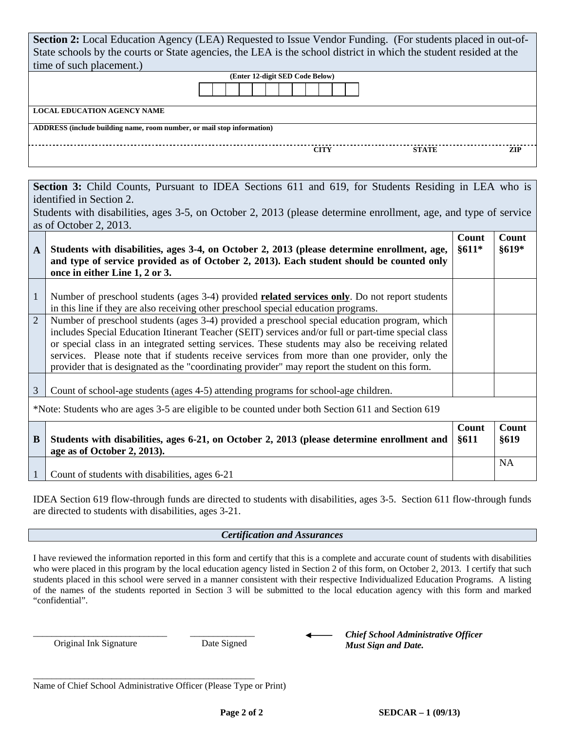**Section 2:** Local Education Agency (LEA) Requested to Issue Vendor Funding. (For students placed in out-of-State schools by the courts or State agencies, the LEA is the school district in which the student resided at the time of such placement.)

**(Enter 12-digit SED Code Below)**

| | | | | | | | | | | | |
|---|---|---|---|---|---|---|---|---|---|---|---|
| | | | | | | | | | | | |

**LOCAL EDUCATION AGENCY NAME**

**ADDRESS (include building name, room number, or mail stop information)**

**CITY** **STATE** **ZIP**

**Section 3:** Child Counts, Pursuant to IDEA Sections 611 and 619, for Students Residing in LEA who is identified in Section 2.

Students with disabilities, ages 3-5, on October 2, 2013 (please determine enrollment, age, and type of service as of October 2, 2013.

| | | | |
|---|---|---|---|
| **A** | **Students with disabilities, ages 3-4, on October 2, 2013 (please determine enrollment, age, and type of service provided as of October 2, 2013). Each student should be counted only once in either Line 1, 2 or 3.** | **Count §611*** | **Count §619*** |
| 1 | Number of preschool students (ages 3-4) provided **related services only**. Do not report students in this line if they are also receiving other preschool special education programs. | | |
| 2 | Number of preschool students (ages 3-4) provided a preschool special education program, which includes Special Education Itinerant Teacher (SEIT) services and/or full or part-time special class or special class in an integrated setting services. These students may also be receiving related services. Please note that if students receive services from more than one provider, only the provider that is designated as the "coordinating provider" may report the student on this form. | | |
| 3 | Count of school-age students (ages 4-5) attending programs for school-age children. | | |
| | *Note: Students who are ages 3-5 are eligible to be counted under both Section 611 and Section 619 | | |
| **B** | **Students with disabilities, ages 6-21, on October 2, 2013 (please determine enrollment and age as of October 2, 2013).** | **Count §611** | **Count §619** |
| 1 | Count of students with disabilities, ages 6-21 | | NA |

IDEA Section 619 flow-through funds are directed to students with disabilities, ages 3-5. Section 611 flow-through funds are directed to students with disabilities, ages 3-21.

***Certification and Assurances***

I have reviewed the information reported in this form and certify that this is a complete and accurate count of students with disabilities who were placed in this program by the local education agency listed in Section 2 of this form, on October 2, 2013. I certify that such students placed in this school were served in a manner consistent with their respective Individualized Education Programs. A listing of the names of the students reported in Section 3 will be submitted to the local education agency with this form and marked "confidential".

_____________________________ Original Ink Signature

______________ Date Signed

← ***Chief School Administrative Officer Must Sign and Date.***

_______________________________________________

Name of Chief School Administrative Officer (Please Type or Print)

**SEDCAR – 1 (09/13)**